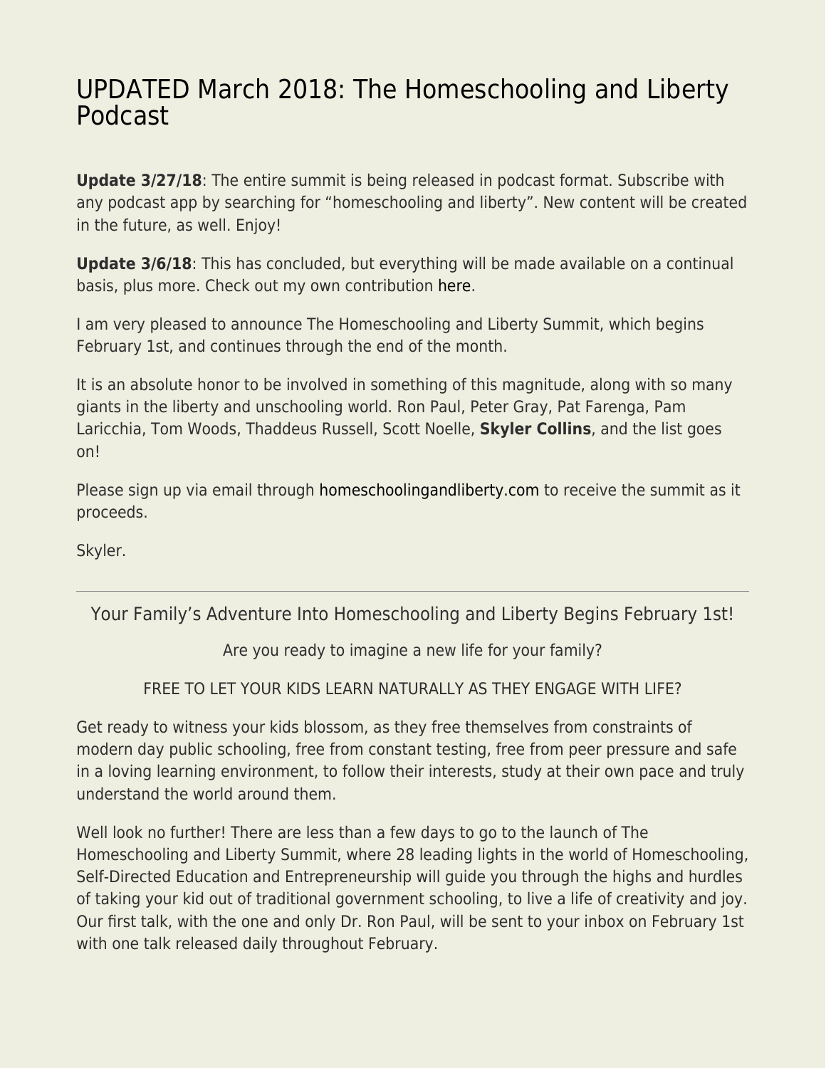# UPDATED March 2018: The Homeschooling and Liberty Podcast

**Update 3/27/18**: The entire summit is being released in podcast format. Subscribe with any podcast app by searching for "homeschooling and liberty". New content will be created in the future, as well. Enjoy!

**Update 3/6/18**: This has concluded, but everything will be made available on a continual basis, plus more. Check out my own contribution here.

I am very pleased to announce The Homeschooling and Liberty Summit, which begins February 1st, and continues through the end of the month.

It is an absolute honor to be involved in something of this magnitude, along with so many giants in the liberty and unschooling world. Ron Paul, Peter Gray, Pat Farenga, Pam Laricchia, Tom Woods, Thaddeus Russell, Scott Noelle, **Skyler Collins**, and the list goes on!

Please sign up via email through homeschoolingandliberty.com to receive the summit as it proceeds.

Skyler.

---

Your Family's Adventure Into Homeschooling and Liberty Begins February 1st!

Are you ready to imagine a new life for your family?

FREE TO LET YOUR KIDS LEARN NATURALLY AS THEY ENGAGE WITH LIFE?

Get ready to witness your kids blossom, as they free themselves from constraints of modern day public schooling, free from constant testing, free from peer pressure and safe in a loving learning environment, to follow their interests, study at their own pace and truly understand the world around them.

Well look no further! There are less than a few days to go to the launch of The Homeschooling and Liberty Summit, where 28 leading lights in the world of Homeschooling, Self-Directed Education and Entrepreneurship will guide you through the highs and hurdles of taking your kid out of traditional government schooling, to live a life of creativity and joy. Our first talk, with the one and only Dr. Ron Paul, will be sent to your inbox on February 1st with one talk released daily throughout February.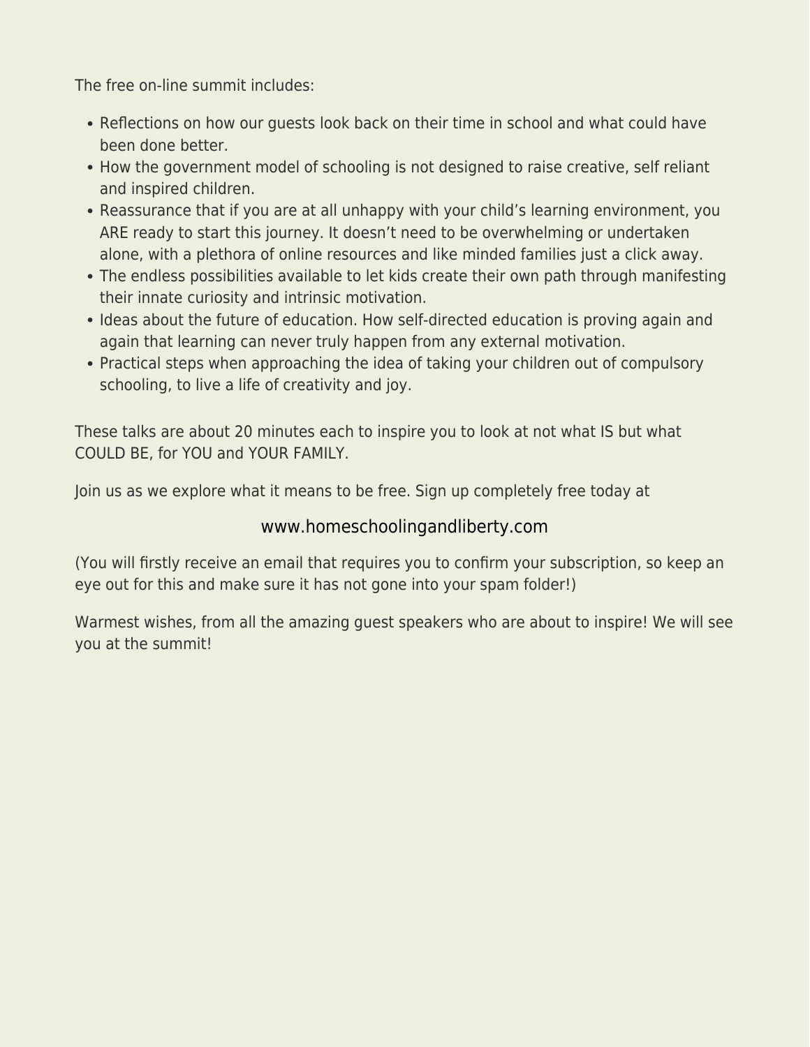The free on-line summit includes:

- Reflections on how our guests look back on their time in school and what could have been done better.
- How the government model of schooling is not designed to raise creative, self reliant and inspired children.
- Reassurance that if you are at all unhappy with your child's learning environment, you ARE ready to start this journey. It doesn't need to be overwhelming or undertaken alone, with a plethora of online resources and like minded families just a click away.
- The endless possibilities available to let kids create their own path through manifesting their innate curiosity and intrinsic motivation.
- Ideas about the future of education. How self-directed education is proving again and again that learning can never truly happen from any external motivation.
- Practical steps when approaching the idea of taking your children out of compulsory schooling, to live a life of creativity and joy.

These talks are about 20 minutes each to inspire you to look at not what IS but what COULD BE, for YOU and YOUR FAMILY.

Join us as we explore what it means to be free. Sign up completely free today at

www.homeschoolingandliberty.com

(You will firstly receive an email that requires you to confirm your subscription, so keep an eye out for this and make sure it has not gone into your spam folder!)

Warmest wishes, from all the amazing guest speakers who are about to inspire! We will see you at the summit!